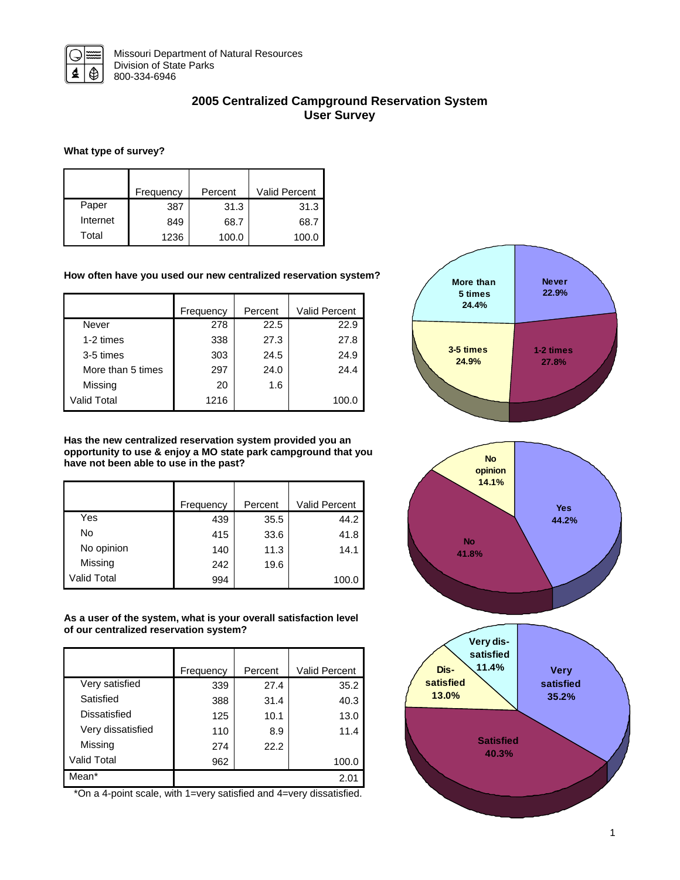Missouri Department of Natural Resources
Division of State Parks
800-334-6946

# 2005 Centralized Campground Reservation System User Survey

**What type of survey?**

| | Frequency | Percent | Valid Percent |
|---|---|---|---|
| Paper | 387 | 31.3 | 31.3 |
| Internet | 849 | 68.7 | 68.7 |
| Total | 1236 | 100.0 | 100.0 |

**How often have you used our new centralized reservation system?**

| | Frequency | Percent | Valid Percent |
|---|---|---|---|
| Never | 278 | 22.5 | 22.9 |
| 1-2 times | 338 | 27.3 | 27.8 |
| 3-5 times | 303 | 24.5 | 24.9 |
| More than 5 times | 297 | 24.0 | 24.4 |
| Missing | 20 | 1.6 | |
| Valid Total | 1216 | | 100.0 |

More than 5 times 24.4%
Never 22.9%
3-5 times 24.9%
1-2 times 27.8%

**Has the new centralized reservation system provided you an opportunity to use & enjoy a MO state park campground that you have not been able to use in the past?**

| | Frequency | Percent | Valid Percent |
|---|---|---|---|
| Yes | 439 | 35.5 | 44.2 |
| No | 415 | 33.6 | 41.8 |
| No opinion | 140 | 11.3 | 14.1 |
| Missing | 242 | 19.6 | |
| Valid Total | 994 | | 100.0 |

No opinion 14.1%
Yes 44.2%
No 41.8%

**As a user of the system, what is your overall satisfaction level of our centralized reservation system?**

| | Frequency | Percent | Valid Percent |
|---|---|---|---|
| Very satisfied | 339 | 27.4 | 35.2 |
| Satisfied | 388 | 31.4 | 40.3 |
| Dissatisfied | 125 | 10.1 | 13.0 |
| Very dissatisfied | 110 | 8.9 | 11.4 |
| Missing | 274 | 22.2 | |
| Valid Total | 962 | | 100.0 |
| Mean* | | | 2.01 |

*On a 4-point scale, with 1=very satisfied and 4=very dissatisfied.

Very dis-satisfied 11.4%
Dis-satisfied 13.0%
Very satisfied 35.2%
Satisfied 40.3%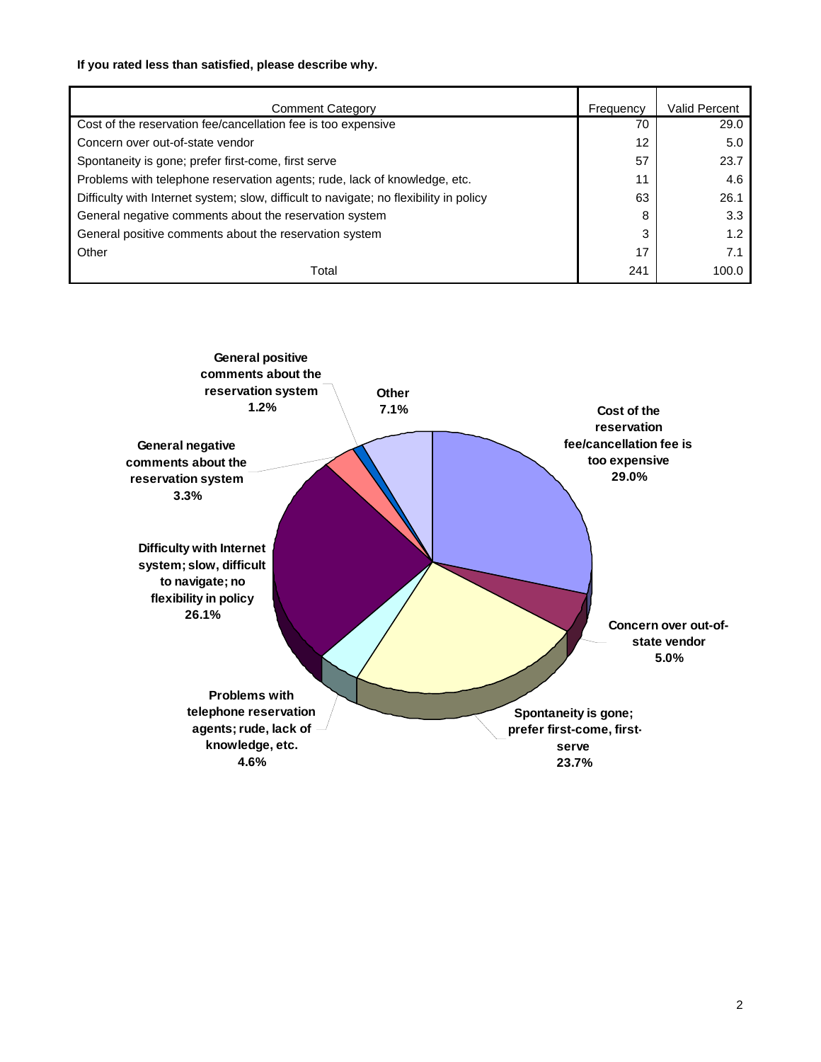**If you rated less than satisfied, please describe why.**

| Comment Category | Frequency | Valid Percent |
|---|---|---|
| Cost of the reservation fee/cancellation fee is too expensive | 70 | 29.0 |
| Concern over out-of-state vendor | 12 | 5.0 |
| Spontaneity is gone; prefer first-come, first serve | 57 | 23.7 |
| Problems with telephone reservation agents; rude, lack of knowledge, etc. | 11 | 4.6 |
| Difficulty with Internet system; slow, difficult to navigate; no flexibility in policy | 63 | 26.1 |
| General negative comments about the reservation system | 8 | 3.3 |
| General positive comments about the reservation system | 3 | 1.2 |
| Other | 17 | 7.1 |
| Total | 241 | 100.0 |

General positive comments about the reservation system 1.2%

Other 7.1%

Cost of the reservation fee/cancellation fee is too expensive 29.0%

General negative comments about the reservation system 3.3%

Difficulty with Internet system; slow, difficult to navigate; no flexibility in policy 26.1%

Concern over out-of-state vendor 5.0%

Problems with telephone reservation agents; rude, lack of knowledge, etc. 4.6%

Spontaneity is gone; prefer first-come, first-serve 23.7%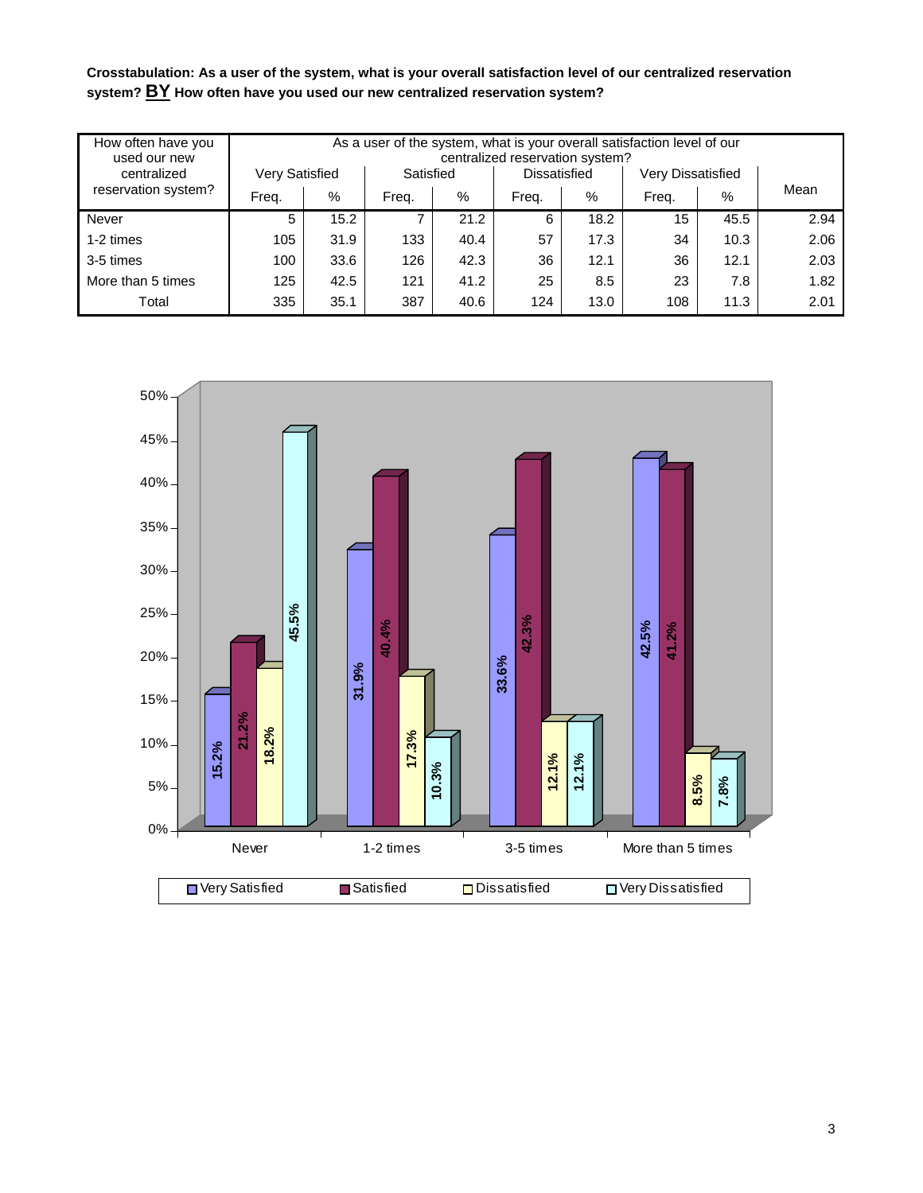**Crosstabulation: As a user of the system, what is your overall satisfaction level of our centralized reservation system? BY How often have you used our new centralized reservation system?**

| How often have you used our new centralized reservation system? | As a user of the system, what is your overall satisfaction level of our centralized reservation system? | | | | | | | | |
|---|---|---|---|---|---|---|---|---|---|
| | Very Satisfied | | Satisfied | | Dissatisfied | | Very Dissatisfied | | Mean |
| | Freq. | % | Freq. | % | Freq. | % | Freq. | % | |
| Never | 5 | 15.2 | 7 | 21.2 | 6 | 18.2 | 15 | 45.5 | 2.94 |
| 1-2 times | 105 | 31.9 | 133 | 40.4 | 57 | 17.3 | 34 | 10.3 | 2.06 |
| 3-5 times | 100 | 33.6 | 126 | 42.3 | 36 | 12.1 | 36 | 12.1 | 2.03 |
| More than 5 times | 125 | 42.5 | 121 | 41.2 | 25 | 8.5 | 23 | 7.8 | 1.82 |
| Total | 335 | 35.1 | 387 | 40.6 | 124 | 13.0 | 108 | 11.3 | 2.01 |

50%
45%
40%
35%
30%
25%
20%
15%
10%
5%
0%

15.2% 21.2% 18.2% 45.5%
31.9% 40.4% 17.3% 10.3%
33.6% 42.3% 12.1% 12.1%
42.5% 41.2% 8.5% 7.8%

Never
1-2 times
3-5 times
More than 5 times

Very Satisfied
Satisfied
Dissatisfied
Very Dissatisfied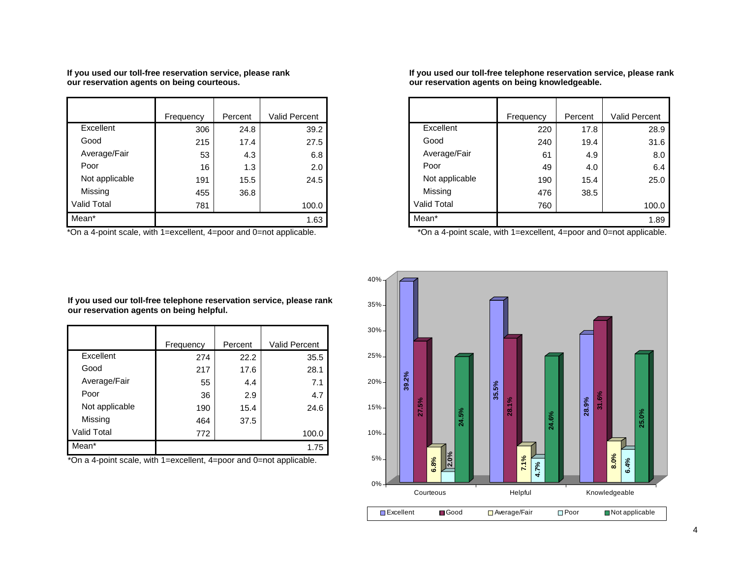**If you used our toll-free reservation service, please rank our reservation agents on being courteous.**

| | Frequency | Percent | Valid Percent |
|---|---|---|---|
| Excellent | 306 | 24.8 | 39.2 |
| Good | 215 | 17.4 | 27.5 |
| Average/Fair | 53 | 4.3 | 6.8 |
| Poor | 16 | 1.3 | 2.0 |
| Not applicable | 191 | 15.5 | 24.5 |
| Missing | 455 | 36.8 | |
| Valid Total | 781 | | 100.0 |
| Mean* | | | 1.63 |

*On a 4-point scale, with 1=excellent, 4=poor and 0=not applicable.

**If you used our toll-free telephone reservation service, please rank our reservation agents on being knowledgeable.**

| | Frequency | Percent | Valid Percent |
|---|---|---|---|
| Excellent | 220 | 17.8 | 28.9 |
| Good | 240 | 19.4 | 31.6 |
| Average/Fair | 61 | 4.9 | 8.0 |
| Poor | 49 | 4.0 | 6.4 |
| Not applicable | 190 | 15.4 | 25.0 |
| Missing | 476 | 38.5 | |
| Valid Total | 760 | | 100.0 |
| Mean* | | | 1.89 |

*On a 4-point scale, with 1=excellent, 4=poor and 0=not applicable.

**If you used our toll-free telephone reservation service, please rank our reservation agents on being helpful.**

| | Frequency | Percent | Valid Percent |
|---|---|---|---|
| Excellent | 274 | 22.2 | 35.5 |
| Good | 217 | 17.6 | 28.1 |
| Average/Fair | 55 | 4.4 | 7.1 |
| Poor | 36 | 2.9 | 4.7 |
| Not applicable | 190 | 15.4 | 24.6 |
| Missing | 464 | 37.5 | |
| Valid Total | 772 | | 100.0 |
| Mean* | | | 1.75 |

*On a 4-point scale, with 1=excellent, 4=poor and 0=not applicable.

40%
35%
30%
25%
20%
15%
10%
5%
0%

Courteous: 39.2% 27.5% 6.8% 2.0% 24.5%

Helpful: 35.5% 28.1% 7.1% 4.7% 24.6%

Knowledgeable: 28.9% 31.6% 8.0% 6.4% 25.0%

Excellent | Good | Average/Fair | Poor | Not applicable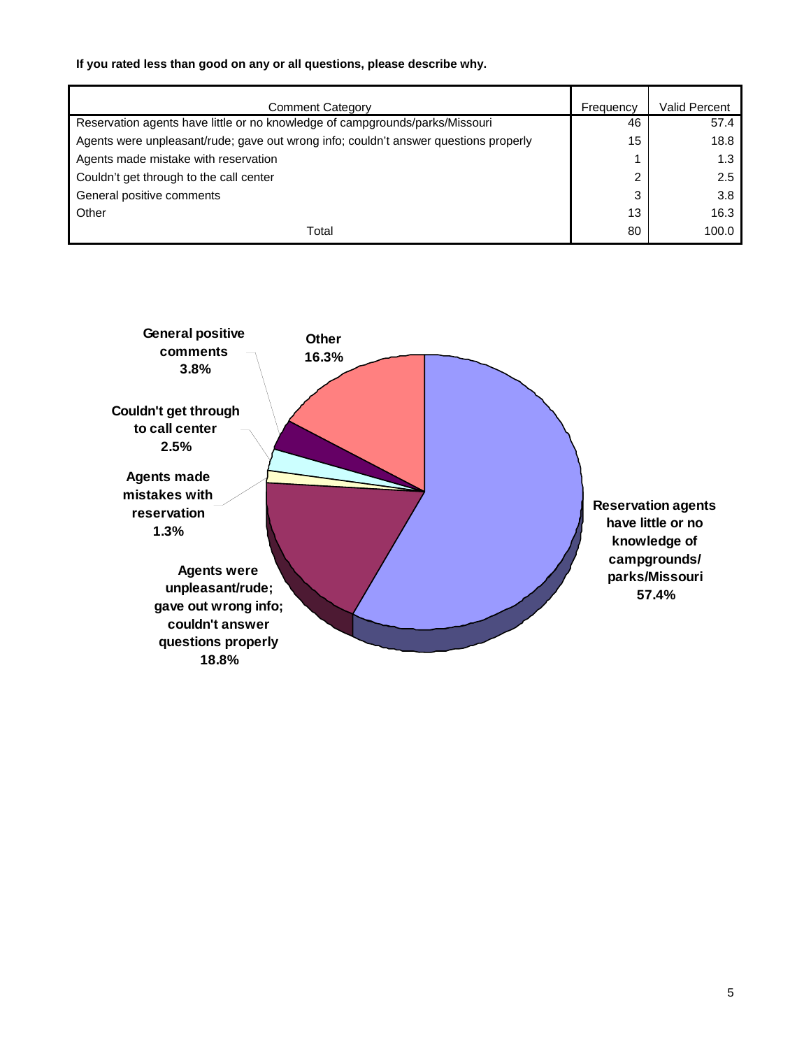**If you rated less than good on any or all questions, please describe why.**

| Comment Category | Frequency | Valid Percent |
|---|---|---|
| Reservation agents have little or no knowledge of campgrounds/parks/Missouri | 46 | 57.4 |
| Agents were unpleasant/rude; gave out wrong info; couldn't answer questions properly | 15 | 18.8 |
| Agents made mistake with reservation | 1 | 1.3 |
| Couldn't get through to the call center | 2 | 2.5 |
| General positive comments | 3 | 3.8 |
| Other | 13 | 16.3 |
| Total | 80 | 100.0 |

General positive comments 3.8%

Other 16.3%

Couldn't get through to call center 2.5%

Agents made mistakes with reservation 1.3%

Agents were unpleasant/rude; gave out wrong info; couldn't answer questions properly 18.8%

Reservation agents have little or no knowledge of campgrounds/ parks/Missouri 57.4%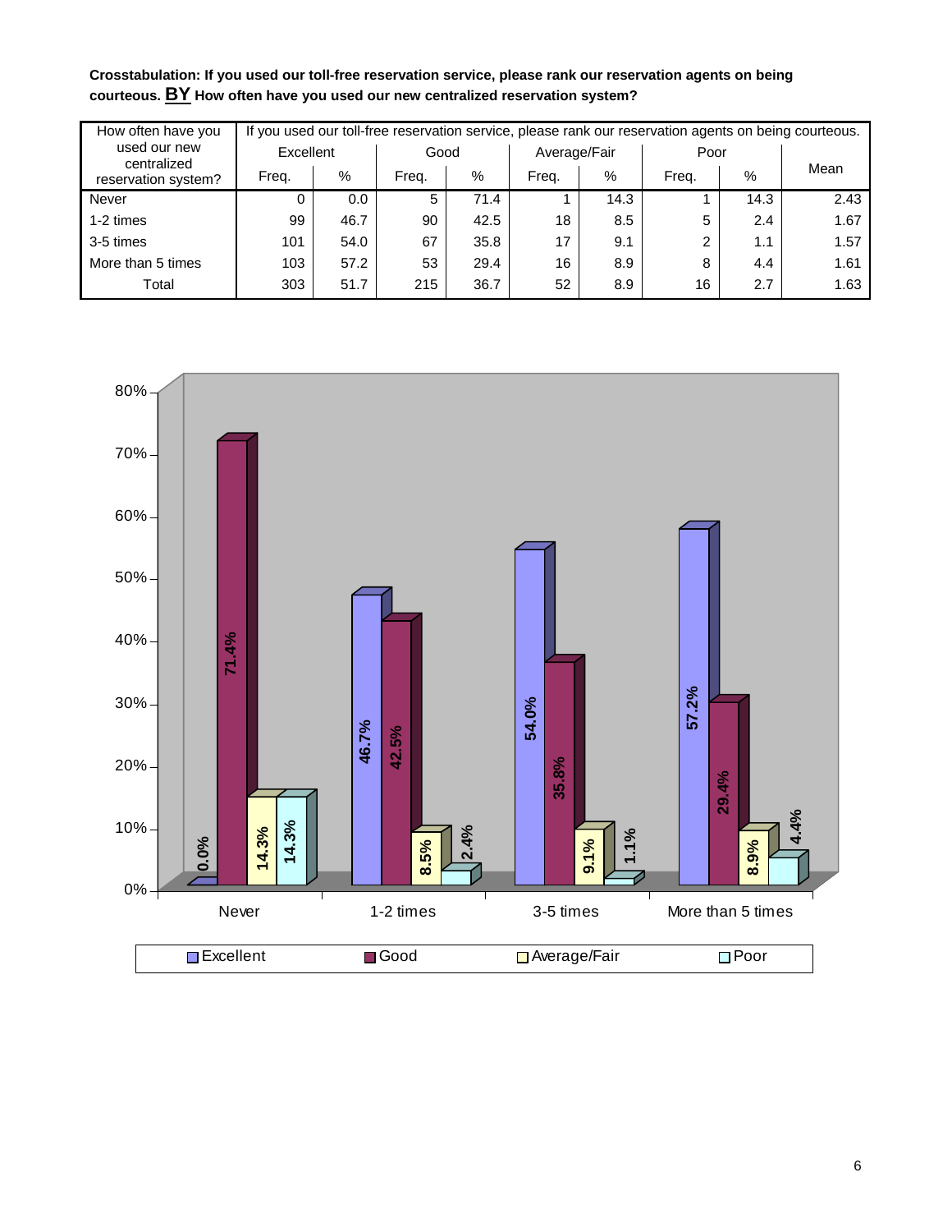**Crosstabulation: If you used our toll-free reservation service, please rank our reservation agents on being courteous. BY How often have you used our new centralized reservation system?**

| How often have you used our new centralized reservation system? | If you used our toll-free reservation service, please rank our reservation agents on being courteous. | | | | | | | | |
|---|---|---|---|---|---|---|---|---|---|
| | Excellent | | Good | | Average/Fair | | Poor | | Mean |
| | Freq. | % | Freq. | % | Freq. | % | Freq. | % | |
| Never | 0 | 0.0 | 5 | 71.4 | 1 | 14.3 | 1 | 14.3 | 2.43 |
| 1-2 times | 99 | 46.7 | 90 | 42.5 | 18 | 8.5 | 5 | 2.4 | 1.67 |
| 3-5 times | 101 | 54.0 | 67 | 35.8 | 17 | 9.1 | 2 | 1.1 | 1.57 |
| More than 5 times | 103 | 57.2 | 53 | 29.4 | 16 | 8.9 | 8 | 4.4 | 1.61 |
| Total | 303 | 51.7 | 215 | 36.7 | 52 | 8.9 | 16 | 2.7 | 1.63 |

80%
70%
60%
50%
40%
30%
20%
10%
0%

Never: 0.0%, 71.4%, 14.3%, 14.3%
1-2 times: 46.7%, 42.5%, 8.5%, 2.4%
3-5 times: 54.0%, 35.8%, 9.1%, 1.1%
More than 5 times: 57.2%, 29.4%, 8.9%, 4.4%

Excellent, Good, Average/Fair, Poor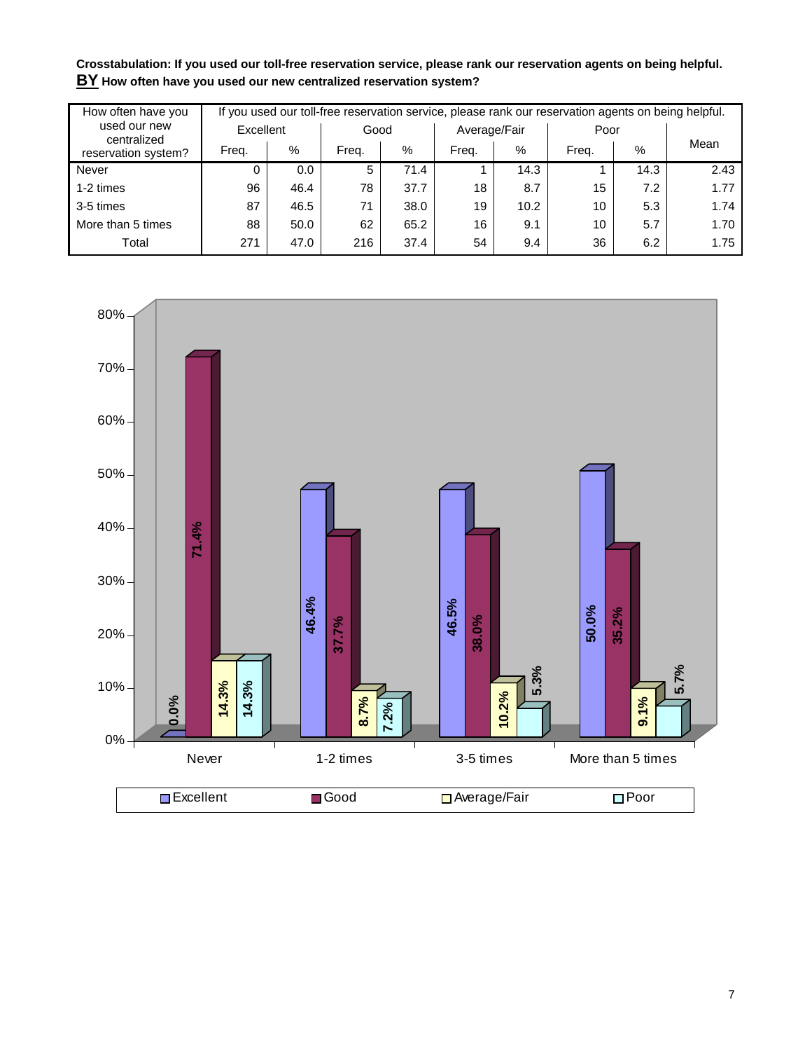**Crosstabulation: If you used our toll-free reservation service, please rank our reservation agents on being helpful.**
**BY How often have you used our new centralized reservation system?**

| How often have you used our new centralized reservation system? | If you used our toll-free reservation service, please rank our reservation agents on being helpful. | | | | | | | | |
|---|---|---|---|---|---|---|---|---|---|
| | Excellent | | Good | | Average/Fair | | Poor | | Mean |
| | Freq. | % | Freq. | % | Freq. | % | Freq. | % | |
| Never | 0 | 0.0 | 5 | 71.4 | 1 | 14.3 | 1 | 14.3 | 2.43 |
| 1-2 times | 96 | 46.4 | 78 | 37.7 | 18 | 8.7 | 15 | 7.2 | 1.77 |
| 3-5 times | 87 | 46.5 | 71 | 38.0 | 19 | 10.2 | 10 | 5.3 | 1.74 |
| More than 5 times | 88 | 50.0 | 62 | 65.2 | 16 | 9.1 | 10 | 5.7 | 1.70 |
| Total | 271 | 47.0 | 216 | 37.4 | 54 | 9.4 | 36 | 6.2 | 1.75 |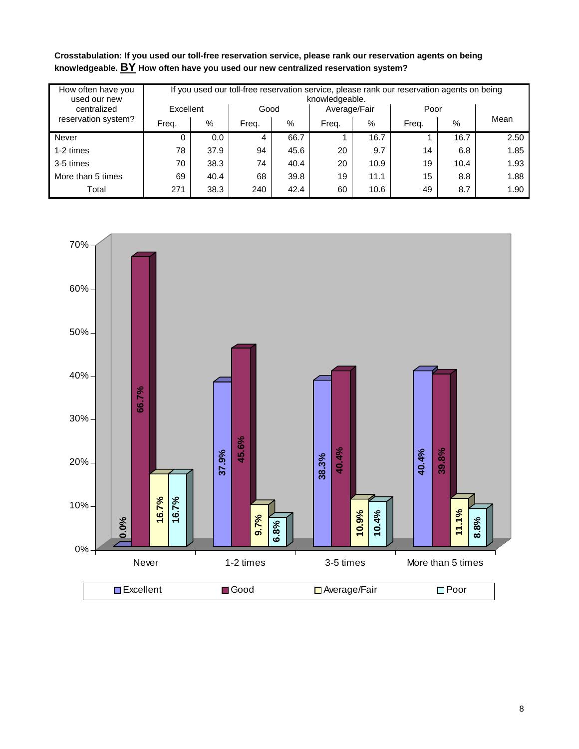**Crosstabulation: If you used our toll-free reservation service, please rank our reservation agents on being knowledgeable. BY How often have you used our new centralized reservation system?**

| How often have you used our new centralized reservation system? | If you used our toll-free reservation service, please rank our reservation agents on being knowledgeable. | | | | | | | | |
|---|---|---|---|---|---|---|---|---|---|
| | Excellent | | Good | | Average/Fair | | Poor | | Mean |
| | Freq. | % | Freq. | % | Freq. | % | Freq. | % | |
| Never | 0 | 0.0 | 4 | 66.7 | 1 | 16.7 | 1 | 16.7 | 2.50 |
| 1-2 times | 78 | 37.9 | 94 | 45.6 | 20 | 9.7 | 14 | 6.8 | 1.85 |
| 3-5 times | 70 | 38.3 | 74 | 40.4 | 20 | 10.9 | 19 | 10.4 | 1.93 |
| More than 5 times | 69 | 40.4 | 68 | 39.8 | 19 | 11.1 | 15 | 8.8 | 1.88 |
| Total | 271 | 38.3 | 240 | 42.4 | 60 | 10.6 | 49 | 8.7 | 1.90 |

70%
60%
50%
40%
30%
20%
10%
0%

0.0%
66.7%
16.7%
16.7%
37.9%
45.6%
9.7%
6.8%
38.3%
40.4%
10.9%
10.4%
40.4%
39.8%
11.1%
8.8%

Never
1-2 times
3-5 times
More than 5 times

Excellent
Good
Average/Fair
Poor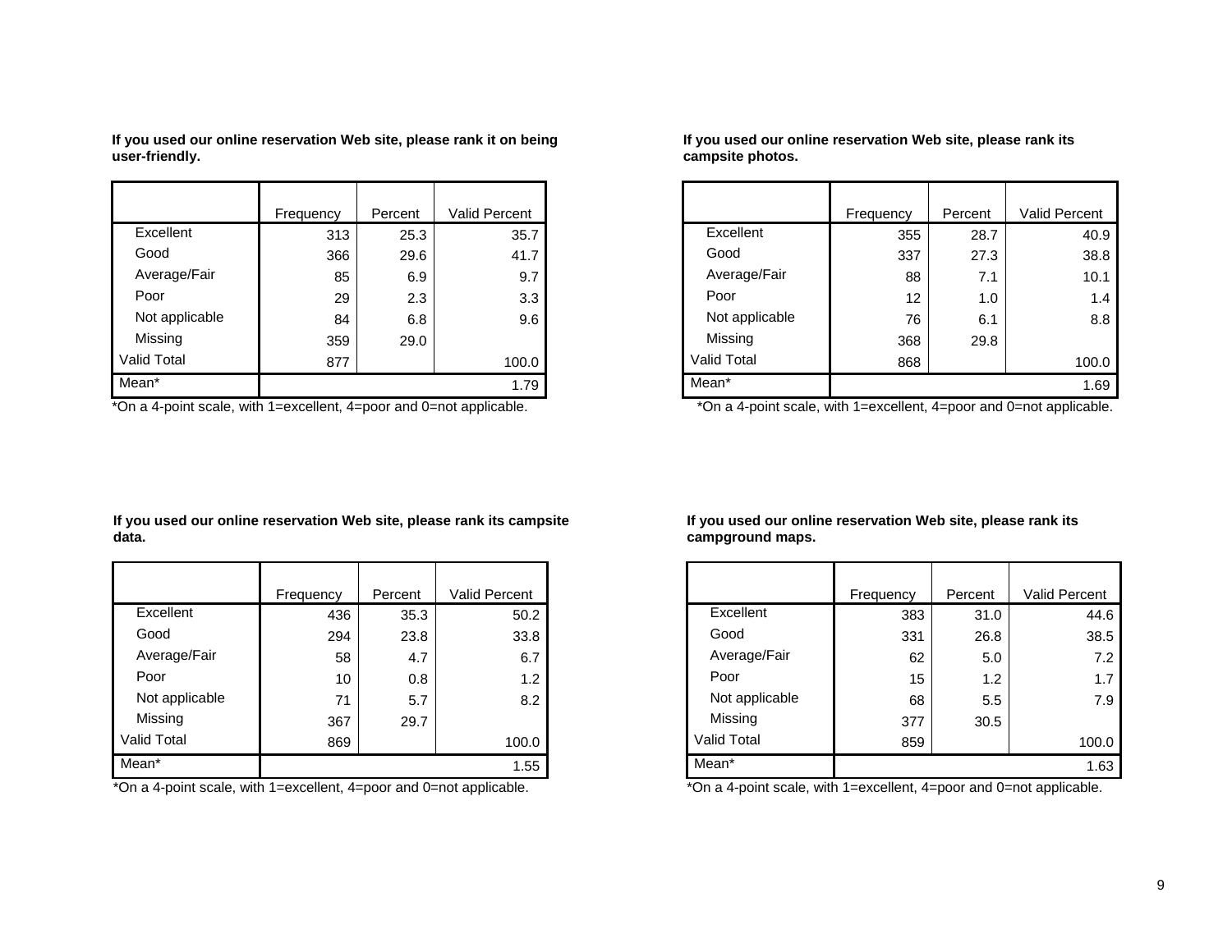**If you used our online reservation Web site, please rank it on being user-friendly.**

| | Frequency | Percent | Valid Percent |
|---|---|---|---|
| Excellent | 313 | 25.3 | 35.7 |
| Good | 366 | 29.6 | 41.7 |
| Average/Fair | 85 | 6.9 | 9.7 |
| Poor | 29 | 2.3 | 3.3 |
| Not applicable | 84 | 6.8 | 9.6 |
| Missing | 359 | 29.0 | |
| Valid Total | 877 | | 100.0 |
| Mean* | | | 1.79 |

*On a 4-point scale, with 1=excellent, 4=poor and 0=not applicable.

**If you used our online reservation Web site, please rank its campsite photos.**

| | Frequency | Percent | Valid Percent |
|---|---|---|---|
| Excellent | 355 | 28.7 | 40.9 |
| Good | 337 | 27.3 | 38.8 |
| Average/Fair | 88 | 7.1 | 10.1 |
| Poor | 12 | 1.0 | 1.4 |
| Not applicable | 76 | 6.1 | 8.8 |
| Missing | 368 | 29.8 | |
| Valid Total | 868 | | 100.0 |
| Mean* | | | 1.69 |

*On a 4-point scale, with 1=excellent, 4=poor and 0=not applicable.

**If you used our online reservation Web site, please rank its campsite data.**

| | Frequency | Percent | Valid Percent |
|---|---|---|---|
| Excellent | 436 | 35.3 | 50.2 |
| Good | 294 | 23.8 | 33.8 |
| Average/Fair | 58 | 4.7 | 6.7 |
| Poor | 10 | 0.8 | 1.2 |
| Not applicable | 71 | 5.7 | 8.2 |
| Missing | 367 | 29.7 | |
| Valid Total | 869 | | 100.0 |
| Mean* | | | 1.55 |

*On a 4-point scale, with 1=excellent, 4=poor and 0=not applicable.

**If you used our online reservation Web site, please rank its campground maps.**

| | Frequency | Percent | Valid Percent |
|---|---|---|---|
| Excellent | 383 | 31.0 | 44.6 |
| Good | 331 | 26.8 | 38.5 |
| Average/Fair | 62 | 5.0 | 7.2 |
| Poor | 15 | 1.2 | 1.7 |
| Not applicable | 68 | 5.5 | 7.9 |
| Missing | 377 | 30.5 | |
| Valid Total | 859 | | 100.0 |
| Mean* | | | 1.63 |

*On a 4-point scale, with 1=excellent, 4=poor and 0=not applicable.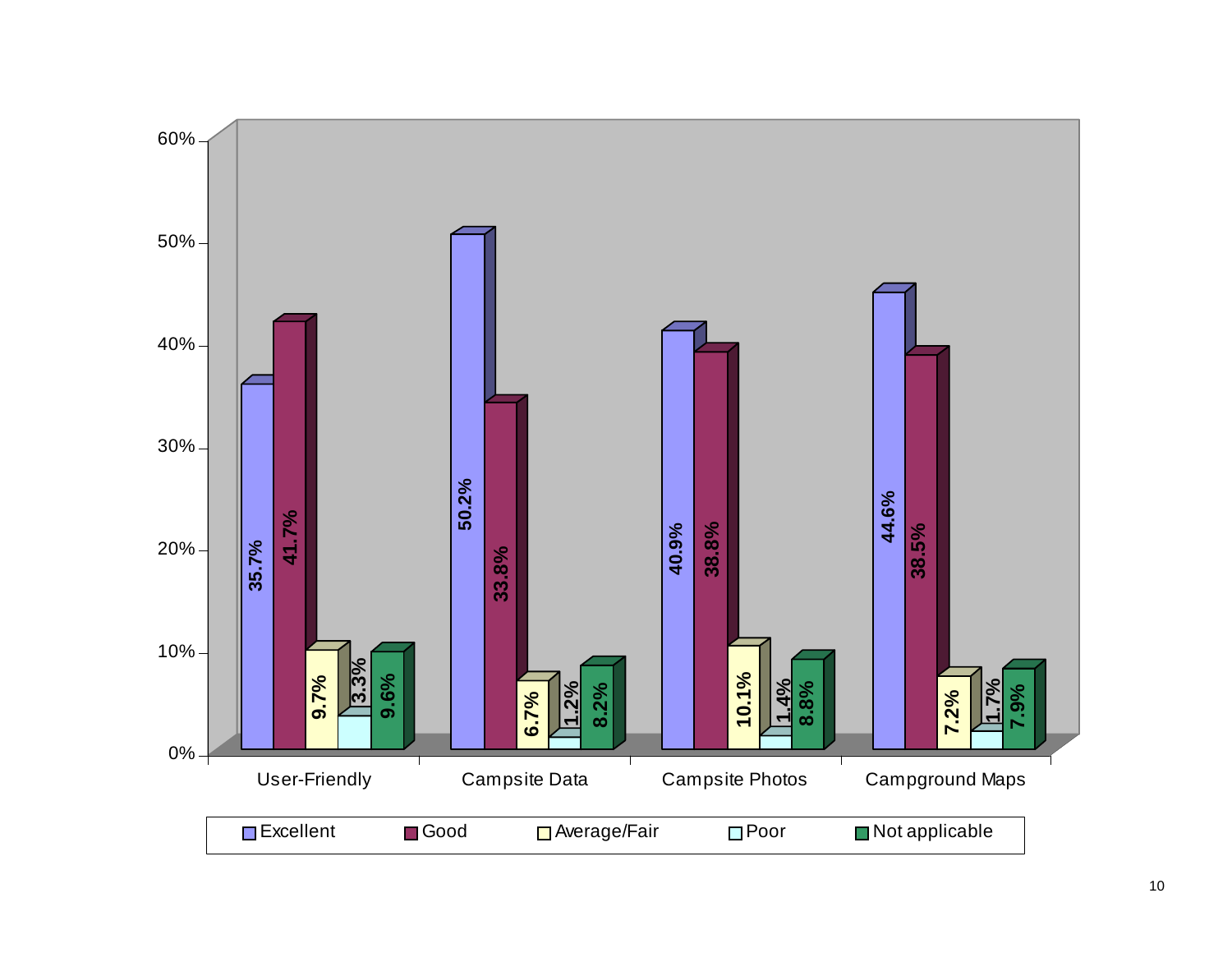60%
50%
40%
30%
20%
10%
0%

User-Friendly
35.7%
41.7%
9.7%
3.3%
9.6%

Campsite Data
50.2%
33.8%
6.7%
1.2%
8.2%

Campsite Photos
40.9%
38.8%
10.1%
1.4%
8.8%

Campground Maps
44.6%
38.5%
7.2%
1.7%
7.9%

Excellent
Good
Average/Fair
Poor
Not applicable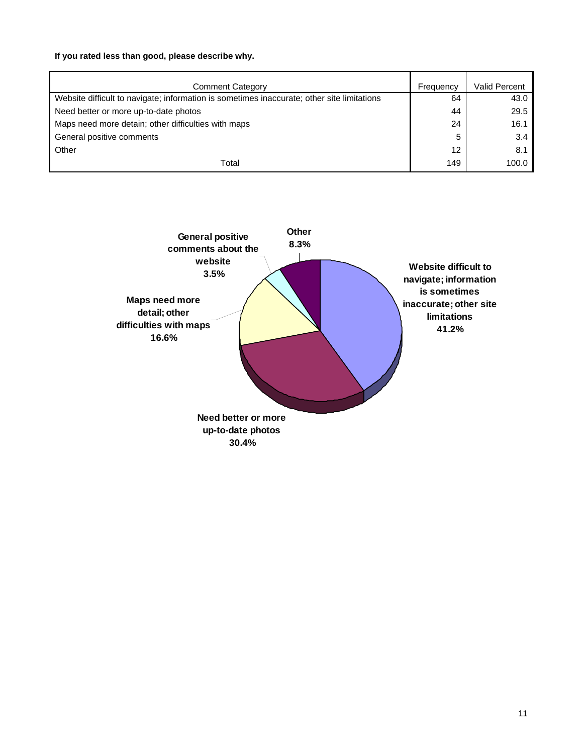**If you rated less than good, please describe why.**

| Comment Category | Frequency | Valid Percent |
|---|---|---|
| Website difficult to navigate; information is sometimes inaccurate; other site limitations | 64 | 43.0 |
| Need better or more up-to-date photos | 44 | 29.5 |
| Maps need more detain; other difficulties with maps | 24 | 16.1 |
| General positive comments | 5 | 3.4 |
| Other | 12 | 8.1 |
| Total | 149 | 100.0 |

**General positive comments about the website**
**3.5%**

**Other**
**8.3%**

**Website difficult to navigate; information is sometimes inaccurate; other site limitations**
**41.2%**

**Maps need more detail; other difficulties with maps**
**16.6%**

**Need better or more up-to-date photos**
**30.4%**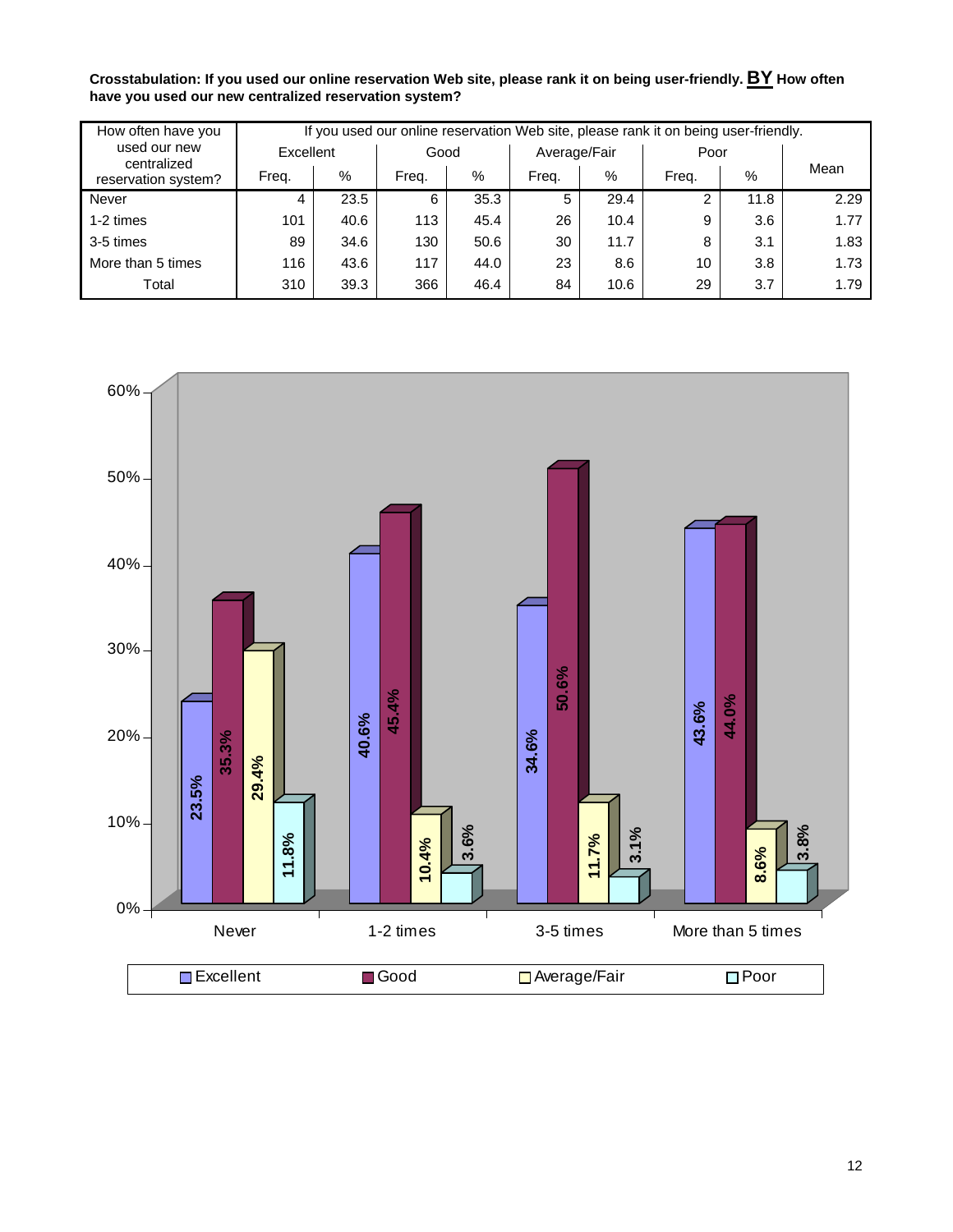**Crosstabulation: If you used our online reservation Web site, please rank it on being user-friendly. BY How often have you used our new centralized reservation system?**

| How often have you used our new centralized reservation system? | If you used our online reservation Web site, please rank it on being user-friendly. | | | | | | | | |
|---|---|---|---|---|---|---|---|---|---|
| | Excellent | | Good | | Average/Fair | | Poor | | Mean |
| | Freq. | % | Freq. | % | Freq. | % | Freq. | % | |
| Never | 4 | 23.5 | 6 | 35.3 | 5 | 29.4 | 2 | 11.8 | 2.29 |
| 1-2 times | 101 | 40.6 | 113 | 45.4 | 26 | 10.4 | 9 | 3.6 | 1.77 |
| 3-5 times | 89 | 34.6 | 130 | 50.6 | 30 | 11.7 | 8 | 3.1 | 1.83 |
| More than 5 times | 116 | 43.6 | 117 | 44.0 | 23 | 8.6 | 10 | 3.8 | 1.73 |
| Total | 310 | 39.3 | 366 | 46.4 | 84 | 10.6 | 29 | 3.7 | 1.79 |

60%
50%
40%
30%
20%
10%
0%

23.5% 35.3% 29.4% 11.8%
40.6% 45.4% 10.4% 3.6%
34.6% 50.6% 11.7% 3.1%
43.6% 44.0% 8.6% 3.8%

Never
1-2 times
3-5 times
More than 5 times

Excellent
Good
Average/Fair
Poor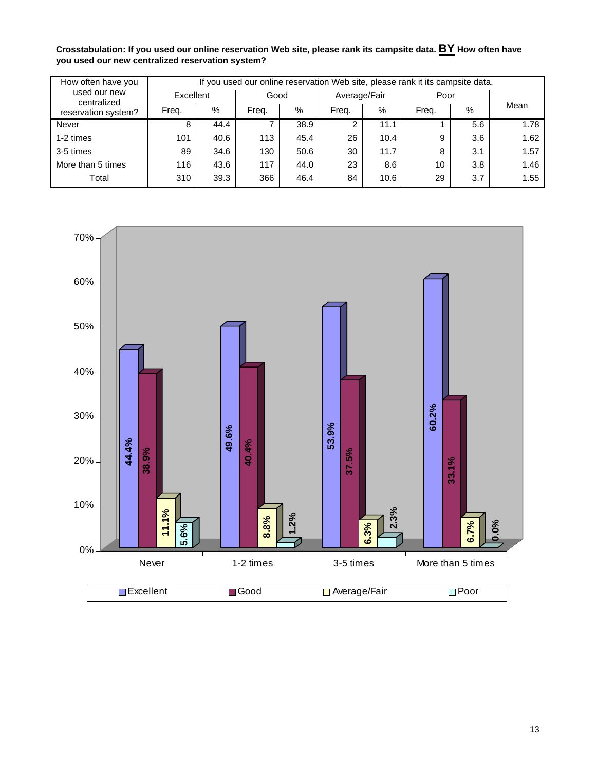**Crosstabulation: If you used our online reservation Web site, please rank its campsite data. BY How often have you used our new centralized reservation system?**

| How often have you used our new centralized reservation system? | If you used our online reservation Web site, please rank it its campsite data. | | | | | | | | |
|---|---|---|---|---|---|---|---|---|---|
| | Excellent | | Good | | Average/Fair | | Poor | | Mean |
| | Freq. | % | Freq. | % | Freq. | % | Freq. | % | |
| Never | 8 | 44.4 | 7 | 38.9 | 2 | 11.1 | 1 | 5.6 | 1.78 |
| 1-2 times | 101 | 40.6 | 113 | 45.4 | 26 | 10.4 | 9 | 3.6 | 1.62 |
| 3-5 times | 89 | 34.6 | 130 | 50.6 | 30 | 11.7 | 8 | 3.1 | 1.57 |
| More than 5 times | 116 | 43.6 | 117 | 44.0 | 23 | 8.6 | 10 | 3.8 | 1.46 |
| Total | 310 | 39.3 | 366 | 46.4 | 84 | 10.6 | 29 | 3.7 | 1.55 |

70%
60%
50%
40%
30%
20%
10%
0%

Never: 44.4%, 38.9%, 11.1%, 5.6%
1-2 times: 49.6%, 40.4%, 8.8%, 1.2%
3-5 times: 53.9%, 37.5%, 6.3%, 2.3%
More than 5 times: 60.2%, 33.1%, 6.7%, 0.0%

Excellent
Good
Average/Fair
Poor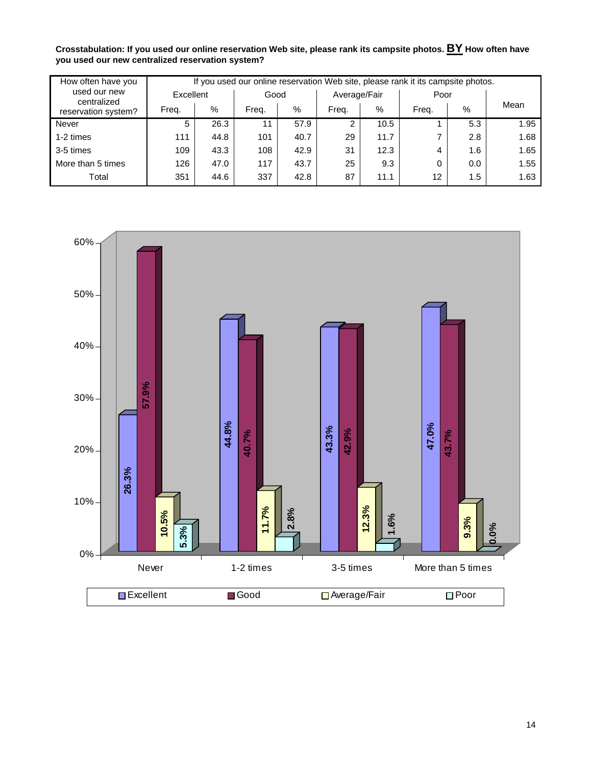**Crosstabulation: If you used our online reservation Web site, please rank its campsite photos. BY How often have you used our new centralized reservation system?**

| How often have you used our new centralized reservation system? | If you used our online reservation Web site, please rank it its campsite photos. | | | | | | | | |
|---|---|---|---|---|---|---|---|---|---|
| | Excellent | | Good | | Average/Fair | | Poor | | Mean |
| | Freq. | % | Freq. | % | Freq. | % | Freq. | % | |
| Never | 5 | 26.3 | 11 | 57.9 | 2 | 10.5 | 1 | 5.3 | 1.95 |
| 1-2 times | 111 | 44.8 | 101 | 40.7 | 29 | 11.7 | 7 | 2.8 | 1.68 |
| 3-5 times | 109 | 43.3 | 108 | 42.9 | 31 | 12.3 | 4 | 1.6 | 1.65 |
| More than 5 times | 126 | 47.0 | 117 | 43.7 | 25 | 9.3 | 0 | 0.0 | 1.55 |
| Total | 351 | 44.6 | 337 | 42.8 | 87 | 11.1 | 12 | 1.5 | 1.63 |

60%
50%
40%
30%
20%
10%
0%

Never: 26.3% 57.9% 10.5% 5.3%
1-2 times: 44.8% 40.7% 11.7% 2.8%
3-5 times: 43.3% 42.9% 12.3% 1.6%
More than 5 times: 47.0% 43.7% 9.3% 0.0%

Excellent
Good
Average/Fair
Poor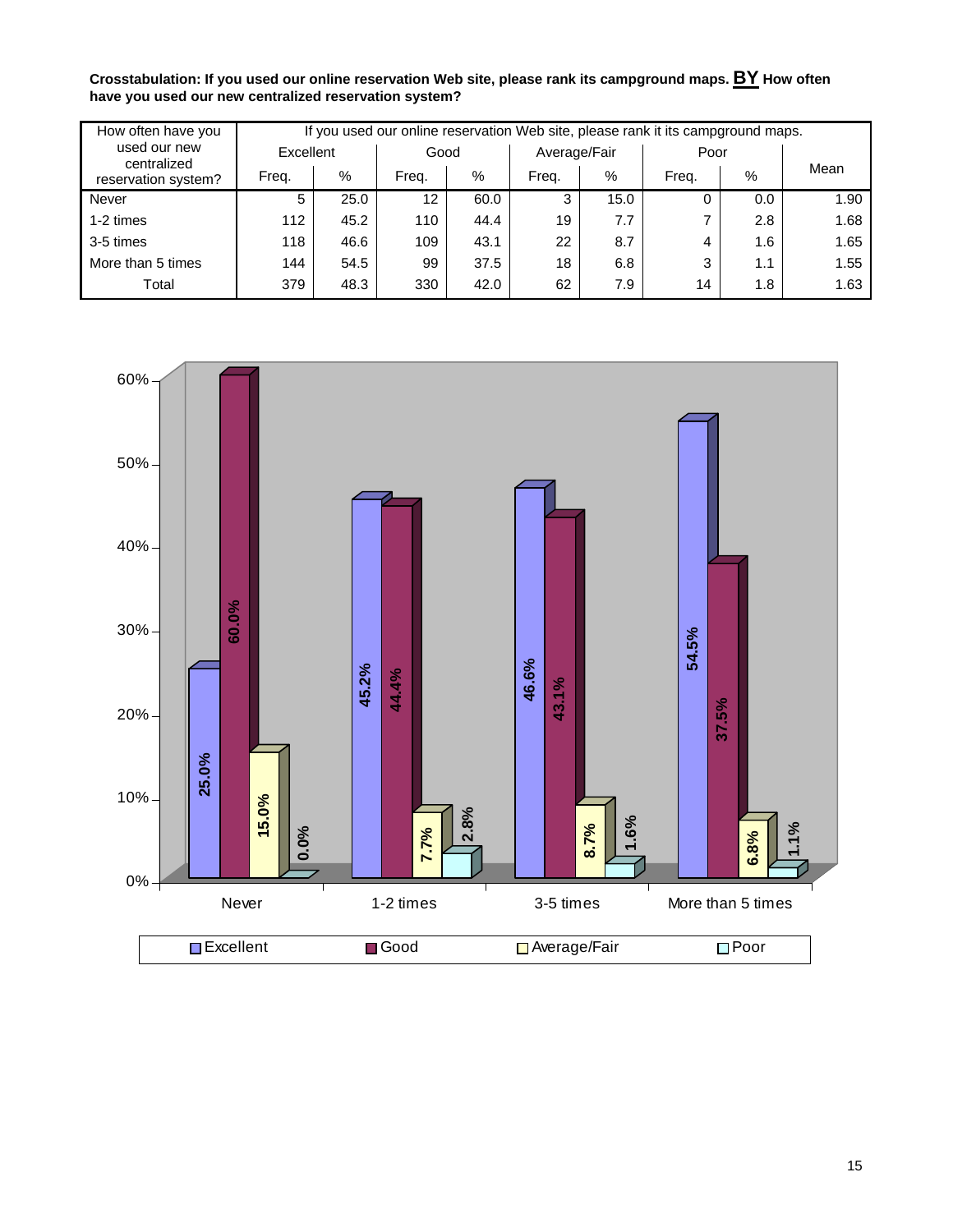**Crosstabulation: If you used our online reservation Web site, please rank its campground maps. BY How often have you used our new centralized reservation system?**

| How often have you used our new centralized reservation system? | If you used our online reservation Web site, please rank it its campground maps. | | | | | | | | |
|---|---|---|---|---|---|---|---|---|---|
| | Excellent | | Good | | Average/Fair | | Poor | | Mean |
| | Freq. | % | Freq. | % | Freq. | % | Freq. | % | |
| Never | 5 | 25.0 | 12 | 60.0 | 3 | 15.0 | 0 | 0.0 | 1.90 |
| 1-2 times | 112 | 45.2 | 110 | 44.4 | 19 | 7.7 | 7 | 2.8 | 1.68 |
| 3-5 times | 118 | 46.6 | 109 | 43.1 | 22 | 8.7 | 4 | 1.6 | 1.65 |
| More than 5 times | 144 | 54.5 | 99 | 37.5 | 18 | 6.8 | 3 | 1.1 | 1.55 |
| Total | 379 | 48.3 | 330 | 42.0 | 62 | 7.9 | 14 | 1.8 | 1.63 |

60%
50%
40%
30%
20%
10%
0%

Never: 25.0%, 60.0%, 15.0%, 0.0%
1-2 times: 45.2%, 44.4%, 7.7%, 2.8%
3-5 times: 46.6%, 43.1%, 8.7%, 1.6%
More than 5 times: 54.5%, 37.5%, 6.8%, 1.1%

Excellent
Good
Average/Fair
Poor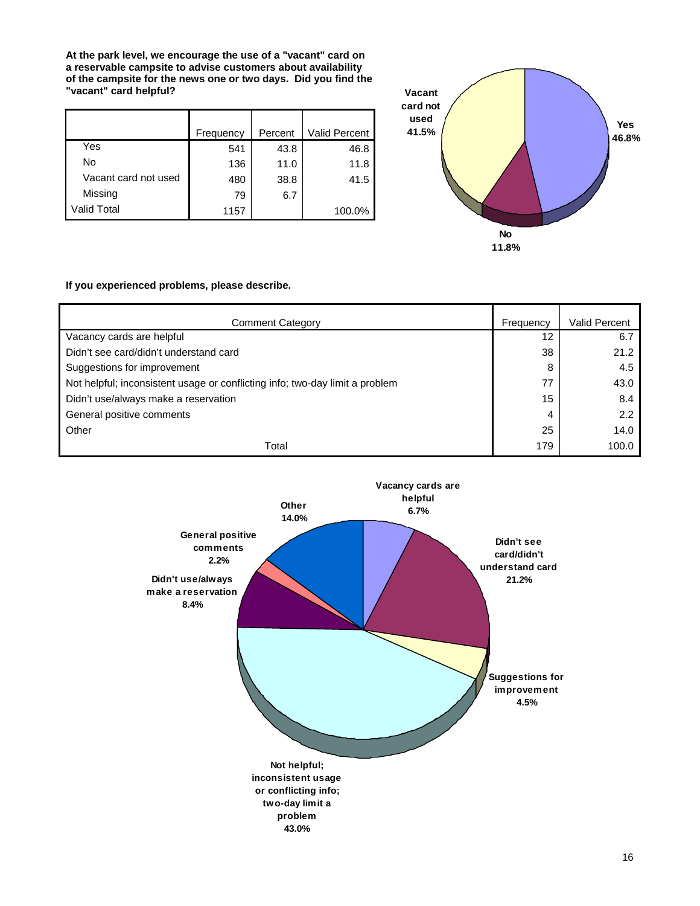**At the park level, we encourage the use of a "vacant" card on a reservable campsite to advise customers about availability of the campsite for the news one or two days. Did you find the "vacant" card helpful?**

| | Frequency | Percent | Valid Percent |
|---|---|---|---|
| Yes | 541 | 43.8 | 46.8 |
| No | 136 | 11.0 | 11.8 |
| Vacant card not used | 480 | 38.8 | 41.5 |
| Missing | 79 | 6.7 | |
| Valid Total | 1157 | | 100.0% |

Vacant card not used 41.5%

Yes 46.8%

No 11.8%

**If you experienced problems, please describe.**

| Comment Category | Frequency | Valid Percent |
|---|---|---|
| Vacancy cards are helpful | 12 | 6.7 |
| Didn't see card/didn't understand card | 38 | 21.2 |
| Suggestions for improvement | 8 | 4.5 |
| Not helpful; inconsistent usage or conflicting info; two-day limit a problem | 77 | 43.0 |
| Didn't use/always make a reservation | 15 | 8.4 |
| General positive comments | 4 | 2.2 |
| Other | 25 | 14.0 |
| Total | 179 | 100.0 |

Vacancy cards are helpful 6.7%

Didn't see card/didn't understand card 21.2%

Suggestions for improvement 4.5%

Not helpful; inconsistent usage or conflicting info; two-day limit a problem 43.0%

Didn't use/always make a reservation 8.4%

General positive comments 2.2%

Other 14.0%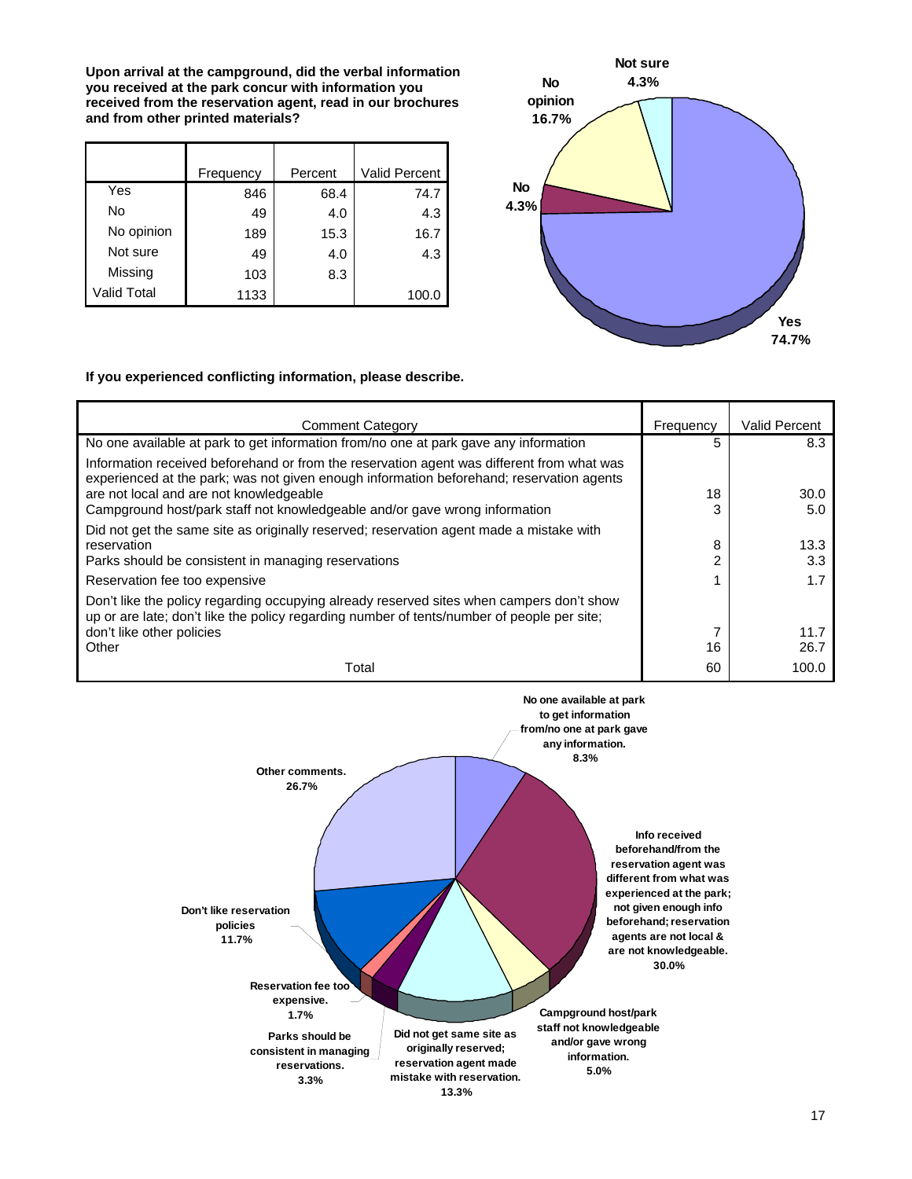**Upon arrival at the campground, did the verbal information you received at the park concur with information you received from the reservation agent, read in our brochures and from other printed materials?**

| | Frequency | Percent | Valid Percent |
|---|---|---|---|
| Yes | 846 | 68.4 | 74.7 |
| No | 49 | 4.0 | 4.3 |
| No opinion | 189 | 15.3 | 16.7 |
| Not sure | 49 | 4.0 | 4.3 |
| Missing | 103 | 8.3 | |
| Valid Total | 1133 | | 100.0 |

Not sure
4.3%
No opinion
16.7%
No
4.3%
Yes
74.7%

**If you experienced conflicting information, please describe.**

| Comment Category | Frequency | Valid Percent |
|---|---|---|
| No one available at park to get information from/no one at park gave any information | 5 | 8.3 |
| Information received beforehand or from the reservation agent was different from what was experienced at the park; was not given enough information beforehand; reservation agents are not local and are not knowledgeable | 18 | 30.0 |
| Campground host/park staff not knowledgeable and/or gave wrong information | 3 | 5.0 |
| Did not get the same site as originally reserved; reservation agent made a mistake with reservation | 8 | 13.3 |
| Parks should be consistent in managing reservations | 2 | 3.3 |
| Reservation fee too expensive | 1 | 1.7 |
| Don't like the policy regarding occupying already reserved sites when campers don't show up or are late; don't like the policy regarding number of tents/number of people per site; don't like other policies | 7 | 11.7 |
| Other | 16 | 26.7 |
| Total | 60 | 100.0 |

No one available at park to get information from/no one at park gave any information. 8.3%
Info received beforehand/from the reservation agent was different from what was experienced at the park; not given enough info beforehand; reservation agents are not local & are not knowledgeable. 30.0%
Campground host/park staff not knowledgeable and/or gave wrong information. 5.0%
Did not get same site as originally reserved; reservation agent made mistake with reservation. 13.3%
Parks should be consistent in managing reservations. 3.3%
Reservation fee too expensive. 1.7%
Don't like reservation policies 11.7%
Other comments. 26.7%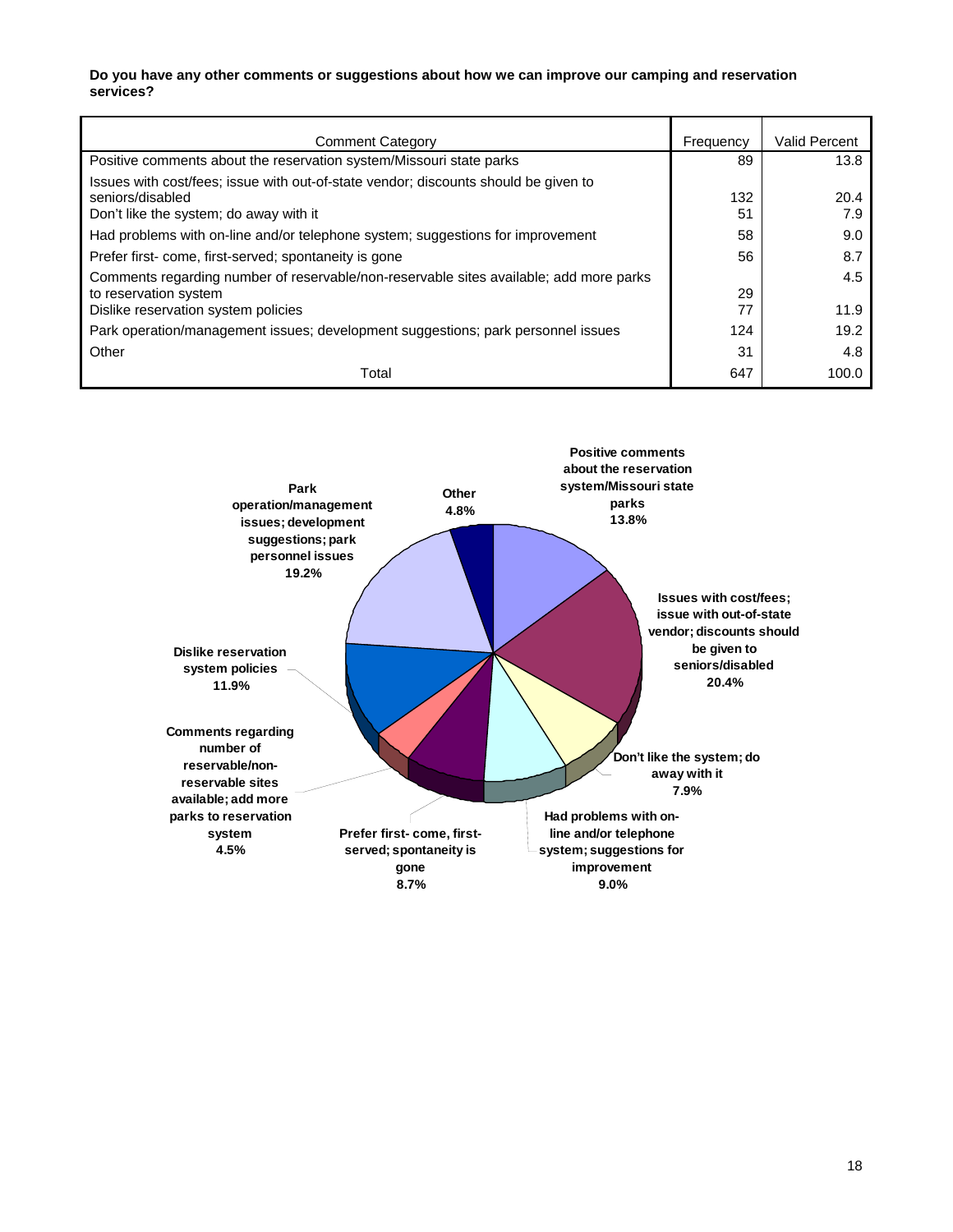**Do you have any other comments or suggestions about how we can improve our camping and reservation services?**

| Comment Category | Frequency | Valid Percent |
|---|---|---|
| Positive comments about the reservation system/Missouri state parks | 89 | 13.8 |
| Issues with cost/fees; issue with out-of-state vendor; discounts should be given to seniors/disabled | 132 | 20.4 |
| Don't like the system; do away with it | 51 | 7.9 |
| Had problems with on-line and/or telephone system; suggestions for improvement | 58 | 9.0 |
| Prefer first- come, first-served; spontaneity is gone | 56 | 8.7 |
| Comments regarding number of reservable/non-reservable sites available; add more parks to reservation system | 29 | 4.5 |
| Dislike reservation system policies | 77 | 11.9 |
| Park operation/management issues; development suggestions; park personnel issues | 124 | 19.2 |
| Other | 31 | 4.8 |
| Total | 647 | 100.0 |

Positive comments about the reservation system/Missouri state parks 13.8%

Issues with cost/fees; issue with out-of-state vendor; discounts should be given to seniors/disabled 20.4%

Don't like the system; do away with it 7.9%

Had problems with on-line and/or telephone system; suggestions for improvement 9.0%

Prefer first- come, first-served; spontaneity is gone 8.7%

Comments regarding number of reservable/non-reservable sites available; add more parks to reservation system 4.5%

Dislike reservation system policies 11.9%

Park operation/management issues; development suggestions; park personnel issues 19.2%

Other 4.8%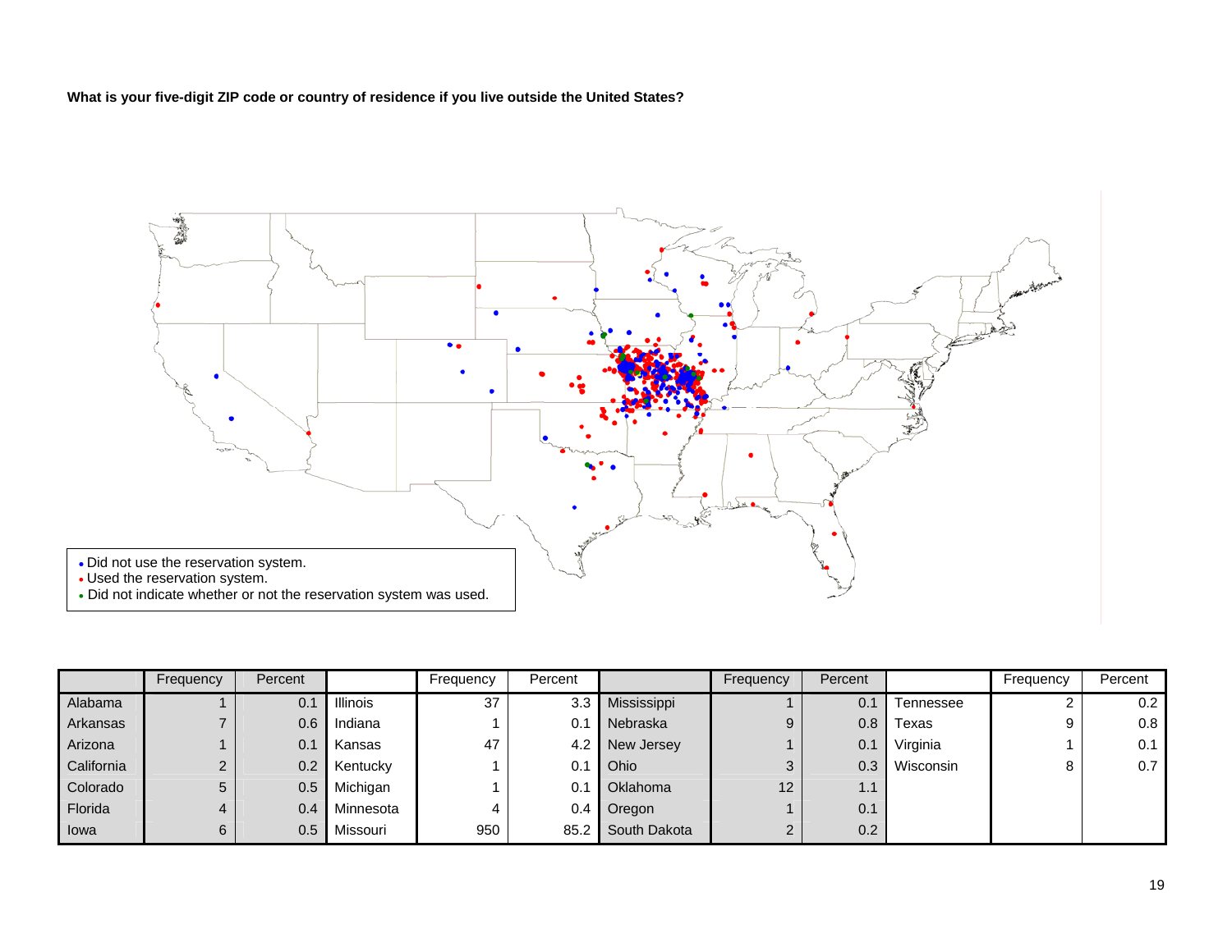**What is your five-digit ZIP code or country of residence if you live outside the United States?**

- Did not use the reservation system.
- Used the reservation system.
- Did not indicate whether or not the reservation system was used.

| | Frequency | Percent | | Frequency | Percent | | Frequency | Percent | | Frequency | Percent |
|---|---|---|---|---|---|---|---|---|---|---|---|
| Alabama | 1 | 0.1 | Illinois | 37 | 3.3 | Mississippi | 1 | 0.1 | Tennessee | 2 | 0.2 |
| Arkansas | 7 | 0.6 | Indiana | 1 | 0.1 | Nebraska | 9 | 0.8 | Texas | 9 | 0.8 |
| Arizona | 1 | 0.1 | Kansas | 47 | 4.2 | New Jersey | 1 | 0.1 | Virginia | 1 | 0.1 |
| California | 2 | 0.2 | Kentucky | 1 | 0.1 | Ohio | 3 | 0.3 | Wisconsin | 8 | 0.7 |
| Colorado | 5 | 0.5 | Michigan | 1 | 0.1 | Oklahoma | 12 | 1.1 | | | |
| Florida | 4 | 0.4 | Minnesota | 4 | 0.4 | Oregon | 1 | 0.1 | | | |
| Iowa | 6 | 0.5 | Missouri | 950 | 85.2 | South Dakota | 2 | 0.2 | | | |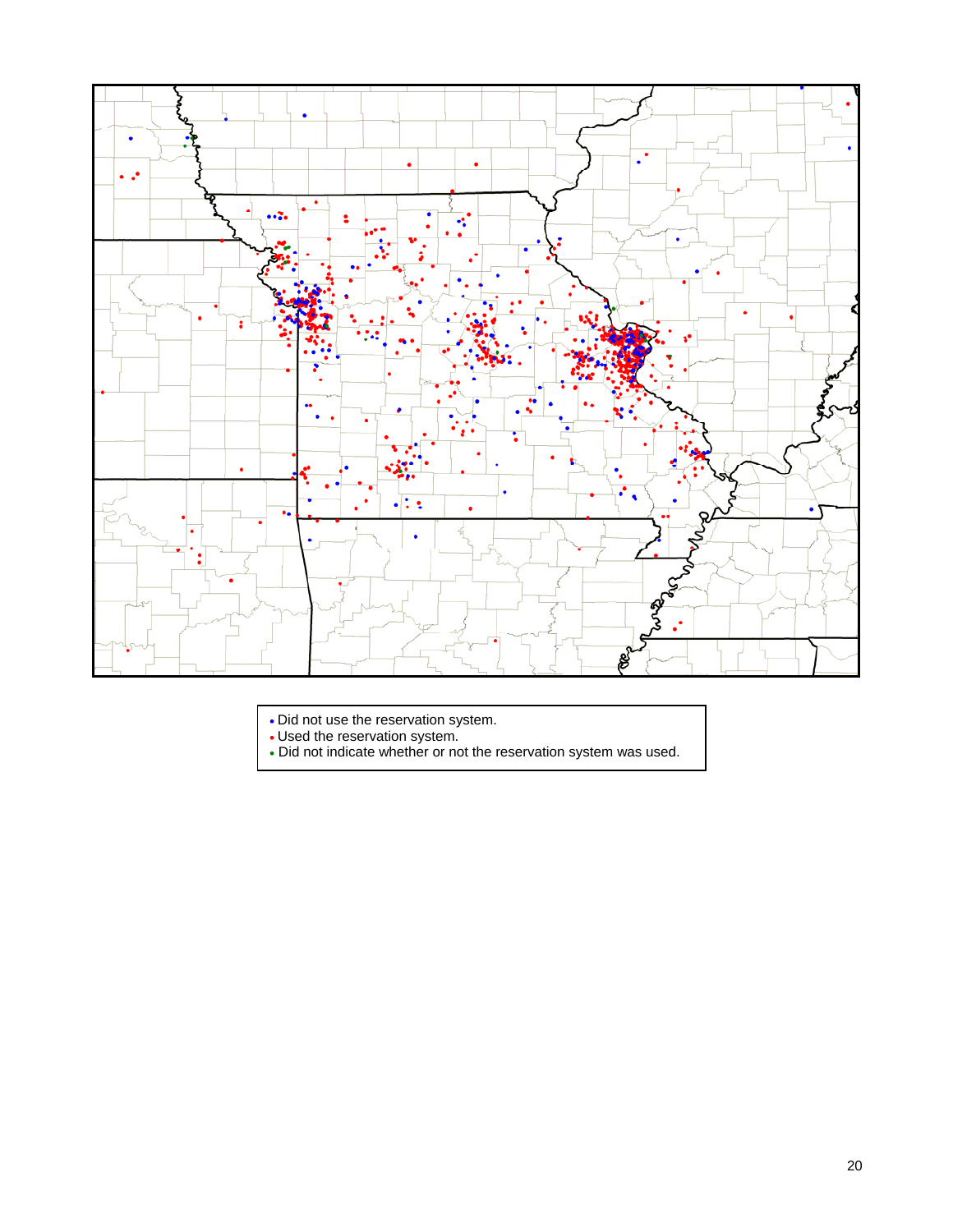- Did not use the reservation system.
- Used the reservation system.
- Did not indicate whether or not the reservation system was used.